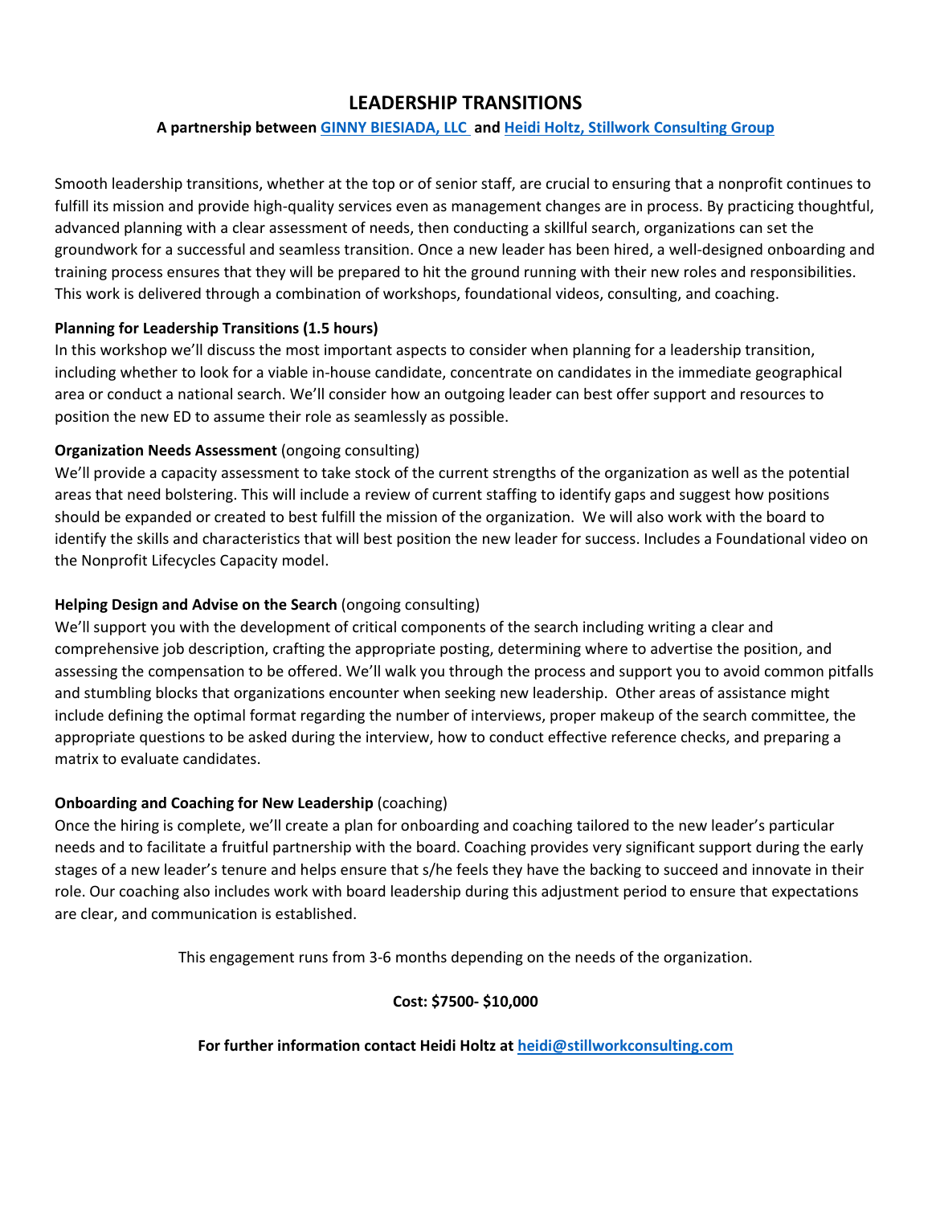# LEADERSHIP TRANSITIONS

**A partnership between [GINNY BIESIADA, LLC](#) and [Heidi Holtz, Stillwork Consulting Group](#)**

Smooth leadership transitions, whether at the top or of senior staff, are crucial to ensuring that a nonprofit continues to fulfill its mission and provide high-quality services even as management changes are in process. By practicing thoughtful, advanced planning with a clear assessment of needs, then conducting a skillful search, organizations can set the groundwork for a successful and seamless transition. Once a new leader has been hired, a well-designed onboarding and training process ensures that they will be prepared to hit the ground running with their new roles and responsibilities. This work is delivered through a combination of workshops, foundational videos, consulting, and coaching.

**Planning for Leadership Transitions (1.5 hours)**

In this workshop we'll discuss the most important aspects to consider when planning for a leadership transition, including whether to look for a viable in-house candidate, concentrate on candidates in the immediate geographical area or conduct a national search. We'll consider how an outgoing leader can best offer support and resources to position the new ED to assume their role as seamlessly as possible.

**Organization Needs Assessment** (ongoing consulting)

We'll provide a capacity assessment to take stock of the current strengths of the organization as well as the potential areas that need bolstering. This will include a review of current staffing to identify gaps and suggest how positions should be expanded or created to best fulfill the mission of the organization. We will also work with the board to identify the skills and characteristics that will best position the new leader for success. Includes a Foundational video on the Nonprofit Lifecycles Capacity model.

**Helping Design and Advise on the Search** (ongoing consulting)

We'll support you with the development of critical components of the search including writing a clear and comprehensive job description, crafting the appropriate posting, determining where to advertise the position, and assessing the compensation to be offered. We'll walk you through the process and support you to avoid common pitfalls and stumbling blocks that organizations encounter when seeking new leadership. Other areas of assistance might include defining the optimal format regarding the number of interviews, proper makeup of the search committee, the appropriate questions to be asked during the interview, how to conduct effective reference checks, and preparing a matrix to evaluate candidates.

**Onboarding and Coaching for New Leadership** (coaching)

Once the hiring is complete, we'll create a plan for onboarding and coaching tailored to the new leader's particular needs and to facilitate a fruitful partnership with the board. Coaching provides very significant support during the early stages of a new leader's tenure and helps ensure that s/he feels they have the backing to succeed and innovate in their role. Our coaching also includes work with board leadership during this adjustment period to ensure that expectations are clear, and communication is established.

This engagement runs from 3-6 months depending on the needs of the organization.

**Cost: $7500- $10,000**

**For further information contact Heidi Holtz at [heidi@stillworkconsulting.com](mailto:heidi@stillworkconsulting.com)**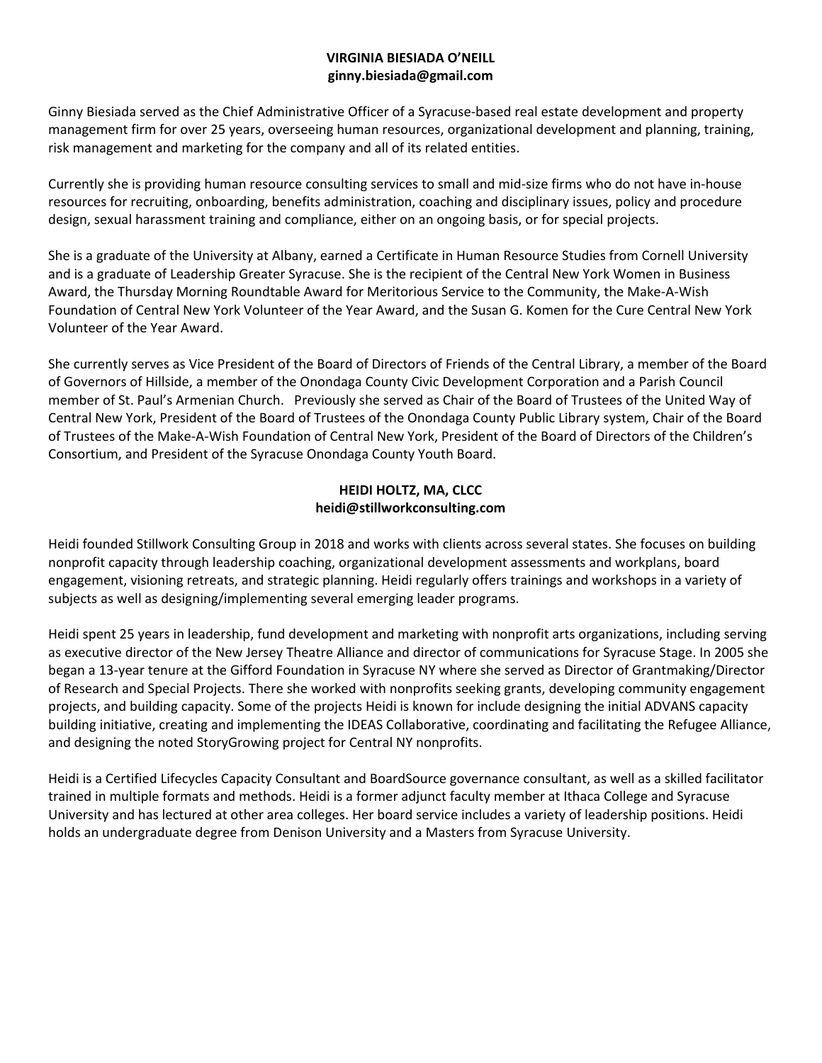**VIRGINIA BIESIADA O'NEILL**
**ginny.biesiada@gmail.com**

Ginny Biesiada served as the Chief Administrative Officer of a Syracuse-based real estate development and property management firm for over 25 years, overseeing human resources, organizational development and planning, training, risk management and marketing for the company and all of its related entities.

Currently she is providing human resource consulting services to small and mid-size firms who do not have in-house resources for recruiting, onboarding, benefits administration, coaching and disciplinary issues, policy and procedure design, sexual harassment training and compliance, either on an ongoing basis, or for special projects.

She is a graduate of the University at Albany, earned a Certificate in Human Resource Studies from Cornell University and is a graduate of Leadership Greater Syracuse. She is the recipient of the Central New York Women in Business Award, the Thursday Morning Roundtable Award for Meritorious Service to the Community, the Make-A-Wish Foundation of Central New York Volunteer of the Year Award, and the Susan G. Komen for the Cure Central New York Volunteer of the Year Award.

She currently serves as Vice President of the Board of Directors of Friends of the Central Library, a member of the Board of Governors of Hillside, a member of the Onondaga County Civic Development Corporation and a Parish Council member of St. Paul's Armenian Church. Previously she served as Chair of the Board of Trustees of the United Way of Central New York, President of the Board of Trustees of the Onondaga County Public Library system, Chair of the Board of Trustees of the Make-A-Wish Foundation of Central New York, President of the Board of Directors of the Children's Consortium, and President of the Syracuse Onondaga County Youth Board.

**HEIDI HOLTZ, MA, CLCC**
**heidi@stillworkconsulting.com**

Heidi founded Stillwork Consulting Group in 2018 and works with clients across several states. She focuses on building nonprofit capacity through leadership coaching, organizational development assessments and workplans, board engagement, visioning retreats, and strategic planning. Heidi regularly offers trainings and workshops in a variety of subjects as well as designing/implementing several emerging leader programs.

Heidi spent 25 years in leadership, fund development and marketing with nonprofit arts organizations, including serving as executive director of the New Jersey Theatre Alliance and director of communications for Syracuse Stage. In 2005 she began a 13-year tenure at the Gifford Foundation in Syracuse NY where she served as Director of Grantmaking/Director of Research and Special Projects. There she worked with nonprofits seeking grants, developing community engagement projects, and building capacity. Some of the projects Heidi is known for include designing the initial ADVANS capacity building initiative, creating and implementing the IDEAS Collaborative, coordinating and facilitating the Refugee Alliance, and designing the noted StoryGrowing project for Central NY nonprofits.

Heidi is a Certified Lifecycles Capacity Consultant and BoardSource governance consultant, as well as a skilled facilitator trained in multiple formats and methods. Heidi is a former adjunct faculty member at Ithaca College and Syracuse University and has lectured at other area colleges. Her board service includes a variety of leadership positions. Heidi holds an undergraduate degree from Denison University and a Masters from Syracuse University.